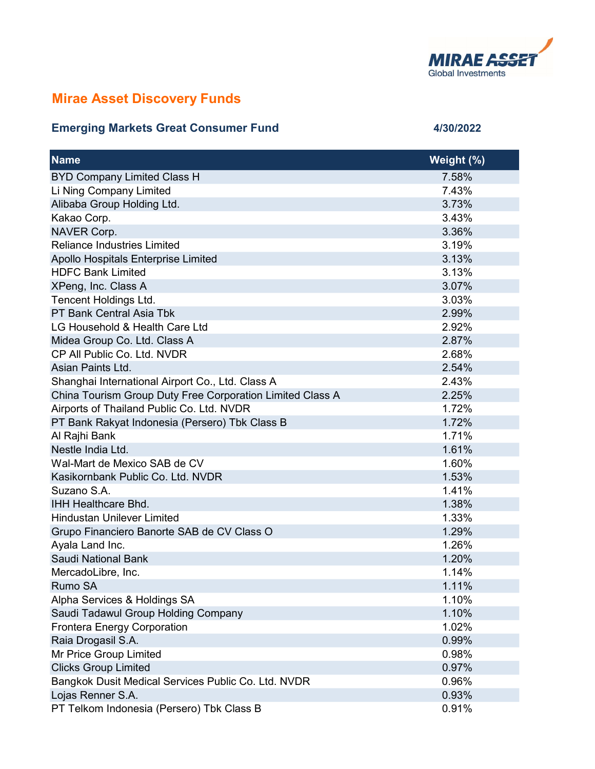MIRAE ASSET
Global Investments

## Mirae Asset Discovery Funds

### Emerging Markets Great Consumer Fund

4/30/2022

| Name | Weight (%) |
|---|---|
| BYD Company Limited Class H | 7.58% |
| Li Ning Company Limited | 7.43% |
| Alibaba Group Holding Ltd. | 3.73% |
| Kakao Corp. | 3.43% |
| NAVER Corp. | 3.36% |
| Reliance Industries Limited | 3.19% |
| Apollo Hospitals Enterprise Limited | 3.13% |
| HDFC Bank Limited | 3.13% |
| XPeng, Inc. Class A | 3.07% |
| Tencent Holdings Ltd. | 3.03% |
| PT Bank Central Asia Tbk | 2.99% |
| LG Household & Health Care Ltd | 2.92% |
| Midea Group Co. Ltd. Class A | 2.87% |
| CP All Public Co. Ltd. NVDR | 2.68% |
| Asian Paints Ltd. | 2.54% |
| Shanghai International Airport Co., Ltd. Class A | 2.43% |
| China Tourism Group Duty Free Corporation Limited Class A | 2.25% |
| Airports of Thailand Public Co. Ltd. NVDR | 1.72% |
| PT Bank Rakyat Indonesia (Persero) Tbk Class B | 1.72% |
| Al Rajhi Bank | 1.71% |
| Nestle India Ltd. | 1.61% |
| Wal-Mart de Mexico SAB de CV | 1.60% |
| Kasikornbank Public Co. Ltd. NVDR | 1.53% |
| Suzano S.A. | 1.41% |
| IHH Healthcare Bhd. | 1.38% |
| Hindustan Unilever Limited | 1.33% |
| Grupo Financiero Banorte SAB de CV Class O | 1.29% |
| Ayala Land Inc. | 1.26% |
| Saudi National Bank | 1.20% |
| MercadoLibre, Inc. | 1.14% |
| Rumo SA | 1.11% |
| Alpha Services & Holdings SA | 1.10% |
| Saudi Tadawul Group Holding Company | 1.10% |
| Frontera Energy Corporation | 1.02% |
| Raia Drogasil S.A. | 0.99% |
| Mr Price Group Limited | 0.98% |
| Clicks Group Limited | 0.97% |
| Bangkok Dusit Medical Services Public Co. Ltd. NVDR | 0.96% |
| Lojas Renner S.A. | 0.93% |
| PT Telkom Indonesia (Persero) Tbk Class B | 0.91% |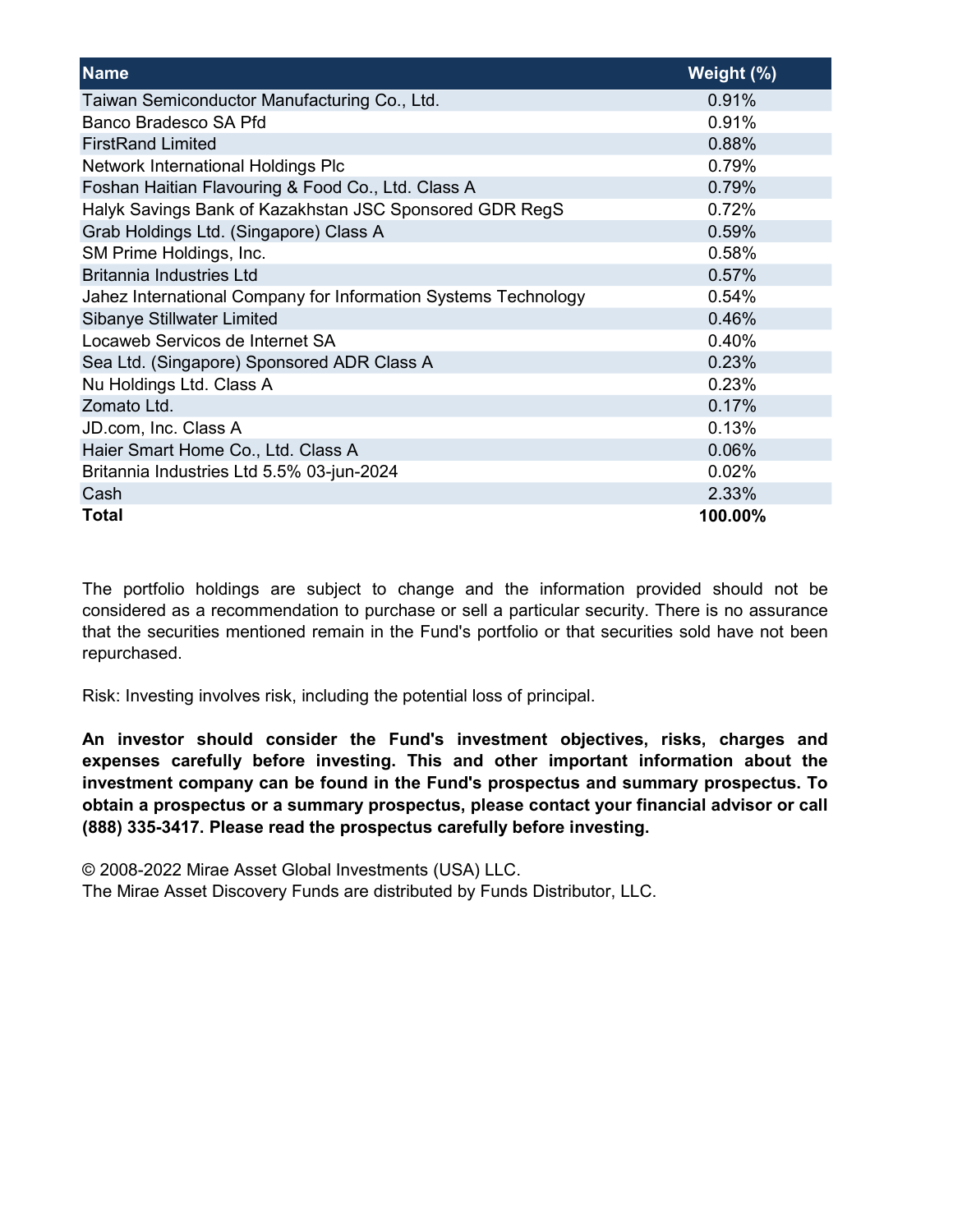| Name | Weight (%) |
| --- | --- |
| Taiwan Semiconductor Manufacturing Co., Ltd. | 0.91% |
| Banco Bradesco SA Pfd | 0.91% |
| FirstRand Limited | 0.88% |
| Network International Holdings Plc | 0.79% |
| Foshan Haitian Flavouring & Food Co., Ltd. Class A | 0.79% |
| Halyk Savings Bank of Kazakhstan JSC Sponsored GDR RegS | 0.72% |
| Grab Holdings Ltd. (Singapore) Class A | 0.59% |
| SM Prime Holdings, Inc. | 0.58% |
| Britannia Industries Ltd | 0.57% |
| Jahez International Company for Information Systems Technology | 0.54% |
| Sibanye Stillwater Limited | 0.46% |
| Locaweb Servicos de Internet SA | 0.40% |
| Sea Ltd. (Singapore) Sponsored ADR Class A | 0.23% |
| Nu Holdings Ltd. Class A | 0.23% |
| Zomato Ltd. | 0.17% |
| JD.com, Inc. Class A | 0.13% |
| Haier Smart Home Co., Ltd. Class A | 0.06% |
| Britannia Industries Ltd 5.5% 03-jun-2024 | 0.02% |
| Cash | 2.33% |
| **Total** | **100.00%** |

The portfolio holdings are subject to change and the information provided should not be considered as a recommendation to purchase or sell a particular security. There is no assurance that the securities mentioned remain in the Fund's portfolio or that securities sold have not been repurchased.

Risk: Investing involves risk, including the potential loss of principal.

**An investor should consider the Fund's investment objectives, risks, charges and expenses carefully before investing. This and other important information about the investment company can be found in the Fund's prospectus and summary prospectus. To obtain a prospectus or a summary prospectus, please contact your financial advisor or call (888) 335-3417. Please read the prospectus carefully before investing.**

© 2008-2022 Mirae Asset Global Investments (USA) LLC.
The Mirae Asset Discovery Funds are distributed by Funds Distributor, LLC.